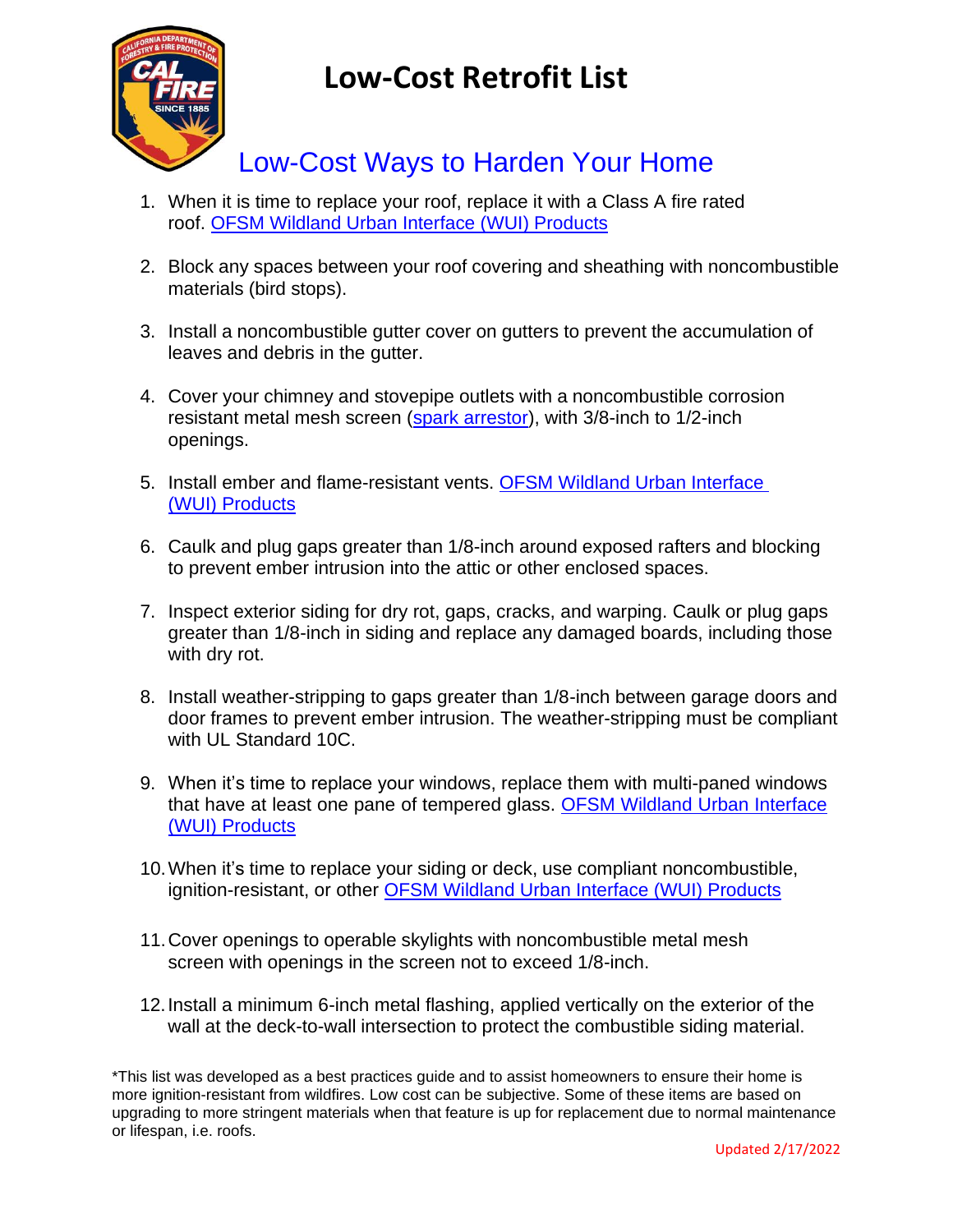# Low-Cost Retrofit List

## Low-Cost Ways to Harden Your Home

1. When it is time to replace your roof, replace it with a Class A fire rated roof. OFSM Wildland Urban Interface (WUI) Products

2. Block any spaces between your roof covering and sheathing with noncombustible materials (bird stops).

3. Install a noncombustible gutter cover on gutters to prevent the accumulation of leaves and debris in the gutter.

4. Cover your chimney and stovepipe outlets with a noncombustible corrosion resistant metal mesh screen (spark arrestor), with 3/8-inch to 1/2-inch openings.

5. Install ember and flame-resistant vents. OFSM Wildland Urban Interface (WUI) Products

6. Caulk and plug gaps greater than 1/8-inch around exposed rafters and blocking to prevent ember intrusion into the attic or other enclosed spaces.

7. Inspect exterior siding for dry rot, gaps, cracks, and warping. Caulk or plug gaps greater than 1/8-inch in siding and replace any damaged boards, including those with dry rot.

8. Install weather-stripping to gaps greater than 1/8-inch between garage doors and door frames to prevent ember intrusion. The weather-stripping must be compliant with UL Standard 10C.

9. When it's time to replace your windows, replace them with multi-paned windows that have at least one pane of tempered glass. OFSM Wildland Urban Interface (WUI) Products

10. When it's time to replace your siding or deck, use compliant noncombustible, ignition-resistant, or other OFSM Wildland Urban Interface (WUI) Products

11. Cover openings to operable skylights with noncombustible metal mesh screen with openings in the screen not to exceed 1/8-inch.

12. Install a minimum 6-inch metal flashing, applied vertically on the exterior of the wall at the deck-to-wall intersection to protect the combustible siding material.

*This list was developed as a best practices guide and to assist homeowners to ensure their home is more ignition-resistant from wildfires. Low cost can be subjective. Some of these items are based on upgrading to more stringent materials when that feature is up for replacement due to normal maintenance or lifespan, i.e. roofs.

Updated 2/17/2022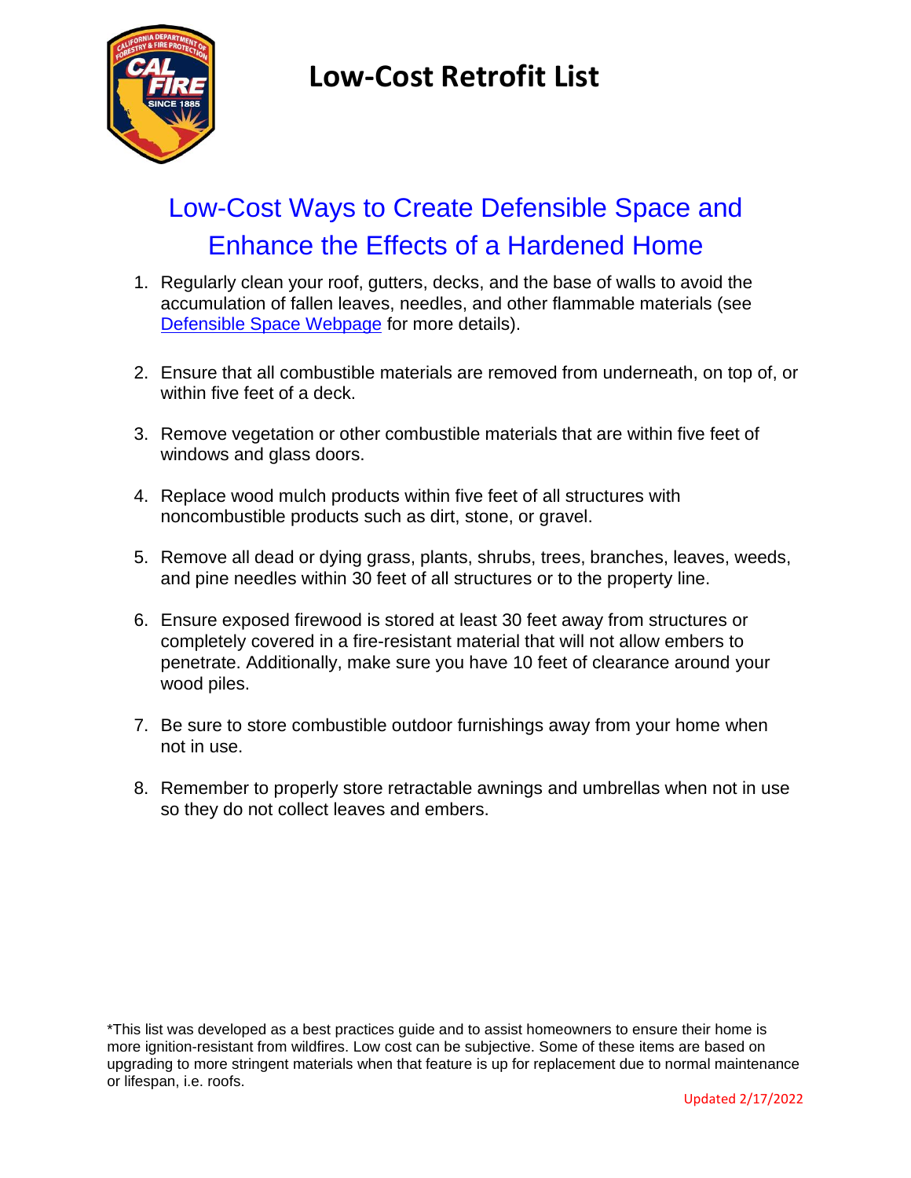# Low-Cost Retrofit List

## Low-Cost Ways to Create Defensible Space and Enhance the Effects of a Hardened Home

1. Regularly clean your roof, gutters, decks, and the base of walls to avoid the accumulation of fallen leaves, needles, and other flammable materials (see Defensible Space Webpage for more details).

2. Ensure that all combustible materials are removed from underneath, on top of, or within five feet of a deck.

3. Remove vegetation or other combustible materials that are within five feet of windows and glass doors.

4. Replace wood mulch products within five feet of all structures with noncombustible products such as dirt, stone, or gravel.

5. Remove all dead or dying grass, plants, shrubs, trees, branches, leaves, weeds, and pine needles within 30 feet of all structures or to the property line.

6. Ensure exposed firewood is stored at least 30 feet away from structures or completely covered in a fire-resistant material that will not allow embers to penetrate. Additionally, make sure you have 10 feet of clearance around your wood piles.

7. Be sure to store combustible outdoor furnishings away from your home when not in use.

8. Remember to properly store retractable awnings and umbrellas when not in use so they do not collect leaves and embers.

*This list was developed as a best practices guide and to assist homeowners to ensure their home is more ignition-resistant from wildfires. Low cost can be subjective. Some of these items are based on upgrading to more stringent materials when that feature is up for replacement due to normal maintenance or lifespan, i.e. roofs.

Updated 2/17/2022